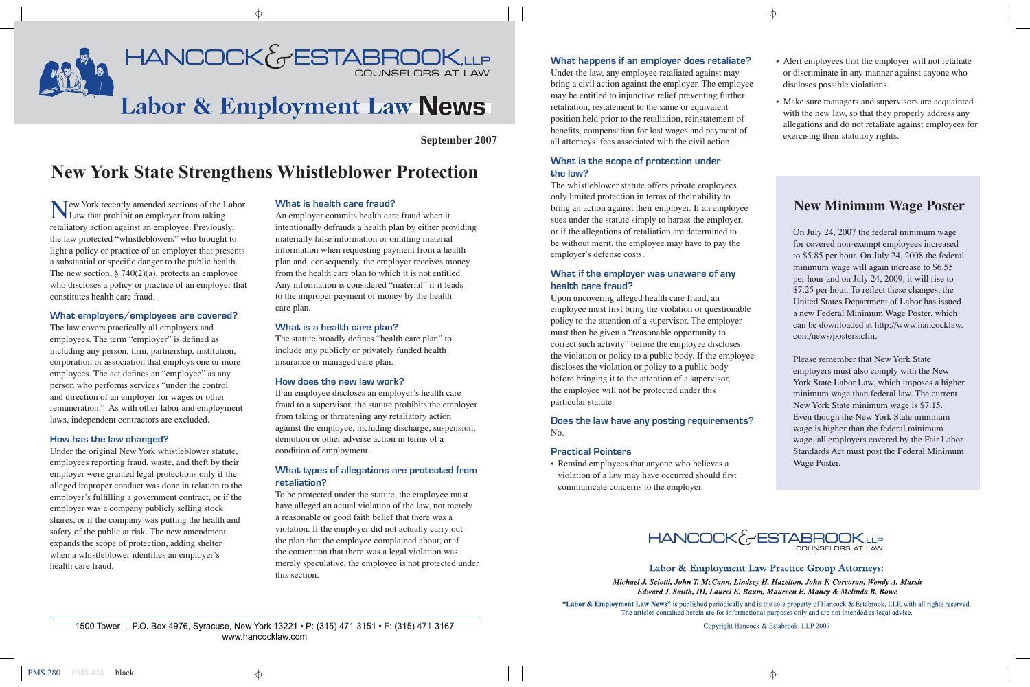# HANCOCK & ESTABROOK, LLP

COUNSELORS AT LAW

# Labor & Employment Law News

**September 2007**

## New York State Strengthens Whistleblower Protection

New York recently amended sections of the Labor Law that prohibit an employer from taking retaliatory action against an employee. Previously, the law protected "whistleblowers" who brought to light a policy or practice of an employer that presents a substantial or specific danger to the public health. The new section, § 740(2)(a), protects an employee who discloses a policy or practice of an employer that constitutes health care fraud.

### What employers/employees are covered?

The law covers practically all employers and employees. The term "employer" is defined as including any person, firm, partnership, institution, corporation or association that employs one or more employees. The act defines an "employee" as any person who performs services "under the control and direction of an employer for wages or other remuneration." As with other labor and employment laws, independent contractors are excluded.

### How has the law changed?

Under the original New York whistleblower statute, employees reporting fraud, waste, and theft by their employer were granted legal protections only if the alleged improper conduct was done in relation to the employer's fulfilling a government contract, or if the employer was a company publicly selling stock shares, or if the company was putting the health and safety of the public at risk. The new amendment expands the scope of protection, adding shelter when a whistleblower identifies an employer's health care fraud.

### What is health care fraud?

An employer commits health care fraud when it intentionally defrauds a health plan by either providing materially false information or omitting material information when requesting payment from a health plan and, consequently, the employer receives money from the health care plan to which it is not entitled. Any information is considered "material" if it leads to the improper payment of money by the health care plan.

### What is a health care plan?

The statute broadly defines "health care plan" to include any publicly or privately funded health insurance or managed care plan.

### How does the new law work?

If an employee discloses an employer's health care fraud to a supervisor, the statute prohibits the employer from taking or threatening any retaliatory action against the employee, including discharge, suspension, demotion or other adverse action in terms of a condition of employment.

### What types of allegations are protected from retaliation?

To be protected under the statute, the employee must have alleged an actual violation of the law, not merely a reasonable or good faith belief that there was a violation. If the employer did not actually carry out the plan that the employee complained about, or if the contention that there was a legal violation was merely speculative, the employee is not protected under this section.

### What happens if an employer does retaliate?

Under the law, any employee retaliated against may bring a civil action against the employer. The employee may be entitled to injunctive relief preventing further retaliation, restatement to the same or equivalent position held prior to the retaliation, reinstatement of benefits, compensation for lost wages and payment of all attorneys' fees associated with the civil action.

### What is the scope of protection under the law?

The whistleblower statute offers private employees only limited protection in terms of their ability to bring an action against their employer. If an employee sues under the statute simply to harass the employer, or if the allegations of retaliation are determined to be without merit, the employee may have to pay the employer's defense costs.

### What if the employer was unaware of any health care fraud?

Upon uncovering alleged health care fraud, an employee must first bring the violation or questionable policy to the attention of a supervisor. The employer must then be given a "reasonable opportunity to correct such activity" before the employee discloses the violation or policy to a public body. If the employee discloses the violation or policy to a public body before bringing it to the attention of a supervisor, the employee will not be protected under this particular statute.

### Does the law have any posting requirements?

No.

### Practical Pointers

- Remind employees that anyone who believes a violation of a law may have occurred should first communicate concerns to the employer.
- Alert employees that the employer will not retaliate or discriminate in any manner against anyone who discloses possible violations.
- Make sure managers and supervisors are acquainted with the new law, so that they properly address any allegations and do not retaliate against employees for exercising their statutory rights.

## New Minimum Wage Poster

On July 24, 2007 the federal minimum wage for covered non-exempt employees increased to $5.85 per hour. On July 24, 2008 the federal minimum wage will again increase to $6.55 per hour and on July 24, 2009, it will rise to $7.25 per hour. To reflect these changes, the United States Department of Labor has issued a new Federal Minimum Wage Poster, which can be downloaded at http://www.hancocklaw.com/news/posters.cfm.

Please remember that New York State employers must also comply with the New York State Labor Law, which imposes a higher minimum wage than federal law. The current New York State minimum wage is $7.15. Even though the New York State minimum wage is higher than the federal minimum wage, all employers covered by the Fair Labor Standards Act must post the Federal Minimum Wage Poster.

---

1500 Tower I, P.O. Box 4976, Syracuse, New York 13221 • P: (315) 471-3151 • F: (315) 471-3167
www.hancocklaw.com

HANCOCK & ESTABROOK, LLP
COUNSELORS AT LAW

Labor & Employment Law Practice Group Attorneys:

*Michael J. Sciotti, John T. McCann, Lindsey H. Hazelton, John F. Corcoran, Wendy A. Marsh*
*Edward J. Smith, III, Laurel E. Baum, Maureen E. Maney & Melinda B. Bowe*

**"Labor & Employment Law News"** is published periodically and is the sole property of Hancock & Estabrook, LLP, with all rights reserved. The articles contained herein are for informational purposes only and are not intended as legal advice.

Copyright Hancock & Estabrook, LLP 2007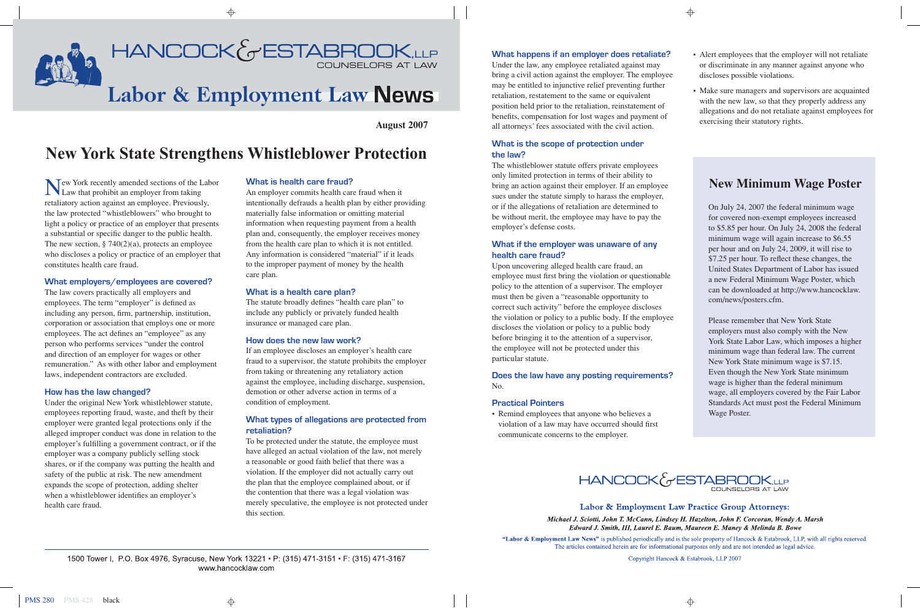# HANCOCK & ESTABROOK, LLP
COUNSELORS AT LAW

# Labor & Employment Law News

**August 2007**

## New York State Strengthens Whistleblower Protection

New York recently amended sections of the Labor Law that prohibit an employer from taking retaliatory action against an employee. Previously, the law protected "whistleblowers" who brought to light a policy or practice of an employer that presents a substantial or specific danger to the public health. The new section, § 740(2)(a), protects an employee who discloses a policy or practice of an employer that constitutes health care fraud.

### What employers/employees are covered?

The law covers practically all employers and employees. The term "employer" is defined as including any person, firm, partnership, institution, corporation or association that employs one or more employees. The act defines an "employee" as any person who performs services "under the control and direction of an employer for wages or other remuneration." As with other labor and employment laws, independent contractors are excluded.

### How has the law changed?

Under the original New York whistleblower statute, employees reporting fraud, waste, and theft by their employer were granted legal protections only if the alleged improper conduct was done in relation to the employer's fulfilling a government contract, or if the employer was a company publicly selling stock shares, or if the company was putting the health and safety of the public at risk. The new amendment expands the scope of protection, adding shelter when a whistleblower identifies an employer's health care fraud.

### What is health care fraud?

An employer commits health care fraud when it intentionally defrauds a health plan by either providing materially false information or omitting material information when requesting payment from a health plan and, consequently, the employer receives money from the health care plan to which it is not entitled. Any information is considered "material" if it leads to the improper payment of money by the health care plan.

### What is a health care plan?

The statute broadly defines "health care plan" to include any publicly or privately funded health insurance or managed care plan.

### How does the new law work?

If an employee discloses an employer's health care fraud to a supervisor, the statute prohibits the employer from taking or threatening any retaliatory action against the employee, including discharge, suspension, demotion or other adverse action in terms of a condition of employment.

### What types of allegations are protected from retaliation?

To be protected under the statute, the employee must have alleged an actual violation of the law, not merely a reasonable or good faith belief that there was a violation. If the employer did not actually carry out the plan that the employee complained about, or if the contention that there was a legal violation was merely speculative, the employee is not protected under this section.

### What happens if an employer does retaliate?

Under the law, any employee retaliated against may bring a civil action against the employer. The employee may be entitled to injunctive relief preventing further retaliation, restatement to the same or equivalent position held prior to the retaliation, reinstatement of benefits, compensation for lost wages and payment of all attorneys' fees associated with the civil action.

### What is the scope of protection under the law?

The whistleblower statute offers private employees only limited protection in terms of their ability to bring an action against their employer. If an employee sues under the statute simply to harass the employer, or if the allegations of retaliation are determined to be without merit, the employee may have to pay the employer's defense costs.

### What if the employer was unaware of any health care fraud?

Upon uncovering alleged health care fraud, an employee must first bring the violation or questionable policy to the attention of a supervisor. The employer must then be given a "reasonable opportunity to correct such activity" before the employee discloses the violation or policy to a public body. If the employee discloses the violation or policy to a public body before bringing it to the attention of a supervisor, the employee will not be protected under this particular statute.

### Does the law have any posting requirements?

No.

### Practical Pointers

- Remind employees that anyone who believes a violation of a law may have occurred should first communicate concerns to the employer.
- Alert employees that the employer will not retaliate or discriminate in any manner against anyone who discloses possible violations.
- Make sure managers and supervisors are acquainted with the new law, so that they properly address any allegations and do not retaliate against employees for exercising their statutory rights.

## New Minimum Wage Poster

On July 24, 2007 the federal minimum wage for covered non-exempt employees increased to $5.85 per hour. On July 24, 2008 the federal minimum wage will again increase to $6.55 per hour and on July 24, 2009, it will rise to $7.25 per hour. To reflect these changes, the United States Department of Labor has issued a new Federal Minimum Wage Poster, which can be downloaded at http://www.hancocklaw.com/news/posters.cfm.

Please remember that New York State employers must also comply with the New York State Labor Law, which imposes a higher minimum wage than federal law. The current New York State minimum wage is $7.15. Even though the New York State minimum wage is higher than the federal minimum wage, all employers covered by the Fair Labor Standards Act must post the Federal Minimum Wage Poster.

---

HANCOCK & ESTABROOK, LLP
COUNSELORS AT LAW

**Labor & Employment Law Practice Group Attorneys:**

***Michael J. Sciotti, John T. McCann, Lindsey H. Hazelton, John F. Corcoran, Wendy A. Marsh, Edward J. Smith, III, Laurel E. Baum, Maureen E. Maney & Melinda B. Bowe***

**"Labor & Employment Law News"** is published periodically and is the sole property of Hancock & Estabrook, LLP, with all rights reserved. The articles contained herein are for informational purposes only and are not intended as legal advice.

Copyright Hancock & Estabrook, LLP 2007

1500 Tower I, P.O. Box 4976, Syracuse, New York 13221 • P: (315) 471-3151 • F: (315) 471-3167
www.hancocklaw.com